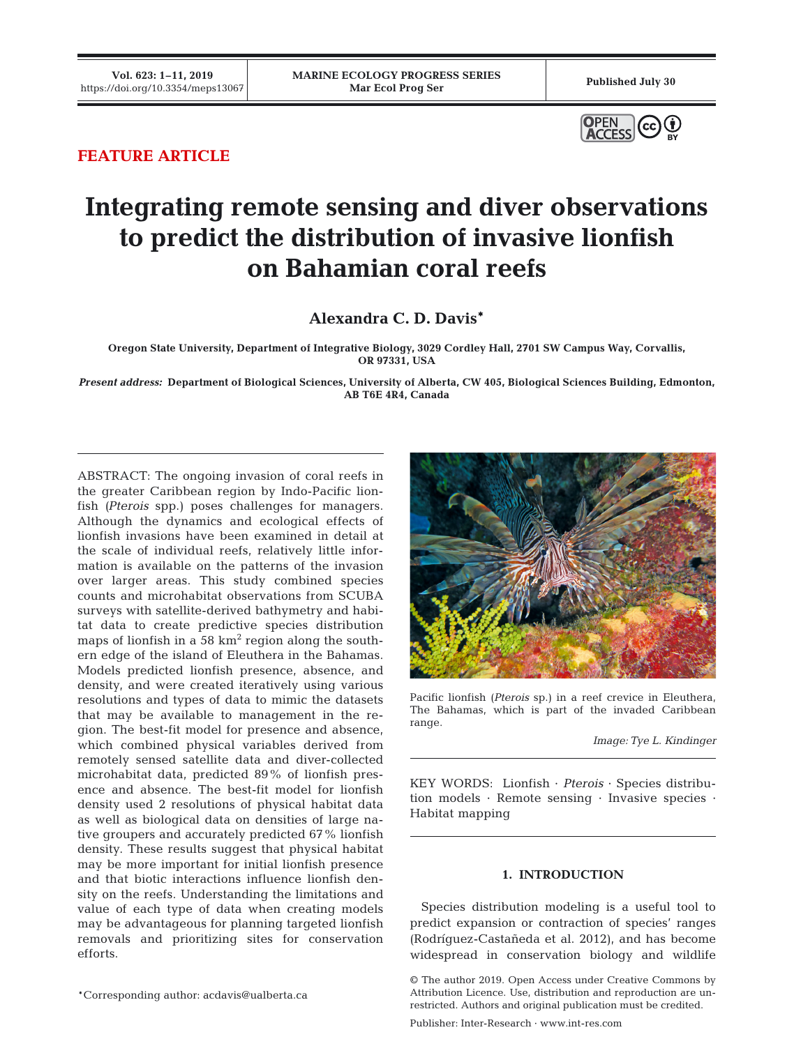FEATURE ARTICLE

# Integrating remote sensing and diver observations to predict the distribution of invasive lionfish on Bahamian coral reefs

**Alexandra C. D. Davis***

**Oregon State University, Department of Integrative Biology, 3029 Cordley Hall, 2701 SW Campus Way, Corvallis, OR 97331, USA**

*Present address:* **Department of Biological Sciences, University of Alberta, CW 405, Biological Sciences Building, Edmonton, AB T6E 4R4, Canada**

ABSTRACT: The ongoing invasion of coral reefs in the greater Caribbean region by Indo-Pacific lionfish (*Pterois* spp.) poses challenges for managers. Although the dynamics and ecological effects of lionfish invasions have been examined in detail at the scale of individual reefs, relatively little information is available on the patterns of the invasion over larger areas. This study combined species counts and microhabitat observations from SCUBA surveys with satellite-derived bathymetry and habitat data to create predictive species distribution maps of lionfish in a 58 km$^2$ region along the southern edge of the island of Eleuthera in the Bahamas. Models predicted lionfish presence, absence, and density, and were created iteratively using various resolutions and types of data to mimic the datasets that may be available to management in the region. The best-fit model for presence and absence, which combined physical variables derived from remotely sensed satellite data and diver-collected microhabitat data, predicted 89% of lionfish presence and absence. The best-fit model for lionfish density used 2 resolutions of physical habitat data as well as biological data on densities of large native groupers and accurately predicted 67% lionfish density. These results suggest that physical habitat may be more important for initial lionfish presence and that biotic interactions influence lionfish density on the reefs. Understanding the limitations and value of each type of data when creating models may be advantageous for planning targeted lionfish removals and prioritizing sites for conservation efforts.

Pacific lionfish (*Pterois* sp.) in a reef crevice in Eleuthera, The Bahamas, which is part of the invaded Caribbean range.

*Image: Tye L. Kindinger*

KEY WORDS: Lionfish · *Pterois* · Species distribution models · Remote sensing · Invasive species · Habitat mapping

## 1. INTRODUCTION

Species distribution modeling is a useful tool to predict expansion or contraction of species' ranges (Rodríguez-Castañeda et al. 2012), and has become widespread in conservation biology and wildlife

*Corresponding author: acdavis@ualberta.ca

© The author 2019. Open Access under Creative Commons by Attribution Licence. Use, distribution and reproduction are unrestricted. Authors and original publication must be credited.

Publisher: Inter-Research · www.int-res.com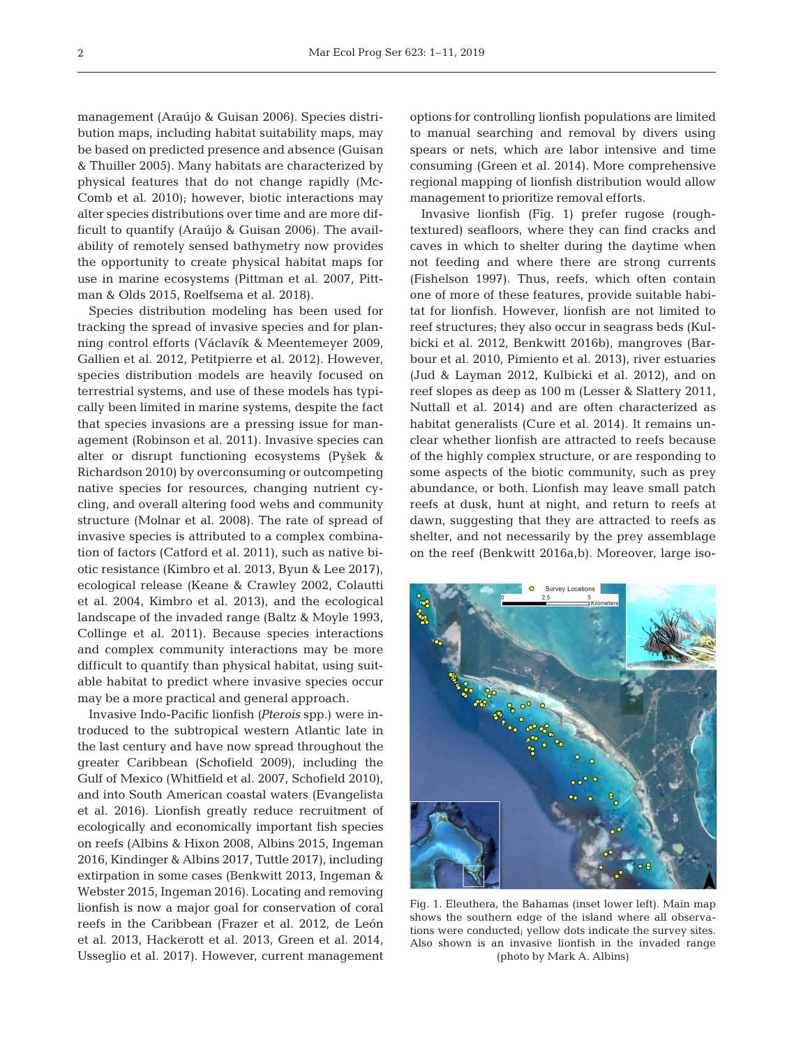management (Araújo & Guisan 2006). Species distribution maps, including habitat suitability maps, may be based on predicted presence and absence (Guisan & Thuiller 2005). Many habitats are characterized by physical features that do not change rapidly (McComb et al. 2010); however, biotic interactions may alter species distributions over time and are more difficult to quantify (Araújo & Guisan 2006). The availability of remotely sensed bathymetry now provides the opportunity to create physical habitat maps for use in marine ecosystems (Pittman et al. 2007, Pittman & Olds 2015, Roelfsema et al. 2018).

Species distribution modeling has been used for tracking the spread of invasive species and for planning control efforts (Václavík & Meentemeyer 2009, Gallien et al. 2012, Petitpierre et al. 2012). However, species distribution models are heavily focused on terrestrial systems, and use of these models has typically been limited in marine systems, despite the fact that species invasions are a pressing issue for management (Robinson et al. 2011). Invasive species can alter or disrupt functioning ecosystems (Pyšek & Richardson 2010) by overconsuming or outcompeting native species for resources, changing nutrient cycling, and overall altering food webs and community structure (Molnar et al. 2008). The rate of spread of invasive species is attributed to a complex combination of factors (Catford et al. 2011), such as native biotic resistance (Kimbro et al. 2013, Byun & Lee 2017), ecological release (Keane & Crawley 2002, Colautti et al. 2004, Kimbro et al. 2013), and the ecological landscape of the invaded range (Baltz & Moyle 1993, Collinge et al. 2011). Because species interactions and complex community interactions may be more difficult to quantify than physical habitat, using suitable habitat to predict where invasive species occur may be a more practical and general approach.

Invasive Indo-Pacific lionfish (*Pterois* spp.) were introduced to the subtropical western Atlantic late in the last century and have now spread throughout the greater Caribbean (Schofield 2009), including the Gulf of Mexico (Whitfield et al. 2007, Schofield 2010), and into South American coastal waters (Evangelista et al. 2016). Lionfish greatly reduce recruitment of ecologically and economically important fish species on reefs (Albins & Hixon 2008, Albins 2015, Ingeman 2016, Kindinger & Albins 2017, Tuttle 2017), including extirpation in some cases (Benkwitt 2013, Ingeman & Webster 2015, Ingeman 2016). Locating and removing lionfish is now a major goal for conservation of coral reefs in the Caribbean (Frazer et al. 2012, de León et al. 2013, Hackerott et al. 2013, Green et al. 2014, Usseglio et al. 2017). However, current management options for controlling lionfish populations are limited to manual searching and removal by divers using spears or nets, which are labor intensive and time consuming (Green et al. 2014). More comprehensive regional mapping of lionfish distribution would allow management to prioritize removal efforts.

Invasive lionfish (Fig. 1) prefer rugose (rough-textured) seafloors, where they can find cracks and caves in which to shelter during the daytime when not feeding and where there are strong currents (Fishelson 1997). Thus, reefs, which often contain one of more of these features, provide suitable habitat for lionfish. However, lionfish are not limited to reef structures; they also occur in seagrass beds (Kulbicki et al. 2012, Benkwitt 2016b), mangroves (Barbour et al. 2010, Pimiento et al. 2013), river estuaries (Jud & Layman 2012, Kulbicki et al. 2012), and on reef slopes as deep as 100 m (Lesser & Slattery 2011, Nuttall et al. 2014) and are often characterized as habitat generalists (Cure et al. 2014). It remains unclear whether lionfish are attracted to reefs because of the highly complex structure, or are responding to some aspects of the biotic community, such as prey abundance, or both. Lionfish may leave small patch reefs at dusk, hunt at night, and return to reefs at dawn, suggesting that they are attracted to reefs as shelter, and not necessarily by the prey assemblage on the reef (Benkwitt 2016a,b). Moreover, large iso-

Fig. 1. Eleuthera, the Bahamas (inset lower left). Main map shows the southern edge of the island where all observations were conducted; yellow dots indicate the survey sites. Also shown is an invasive lionfish in the invaded range (photo by Mark A. Albins)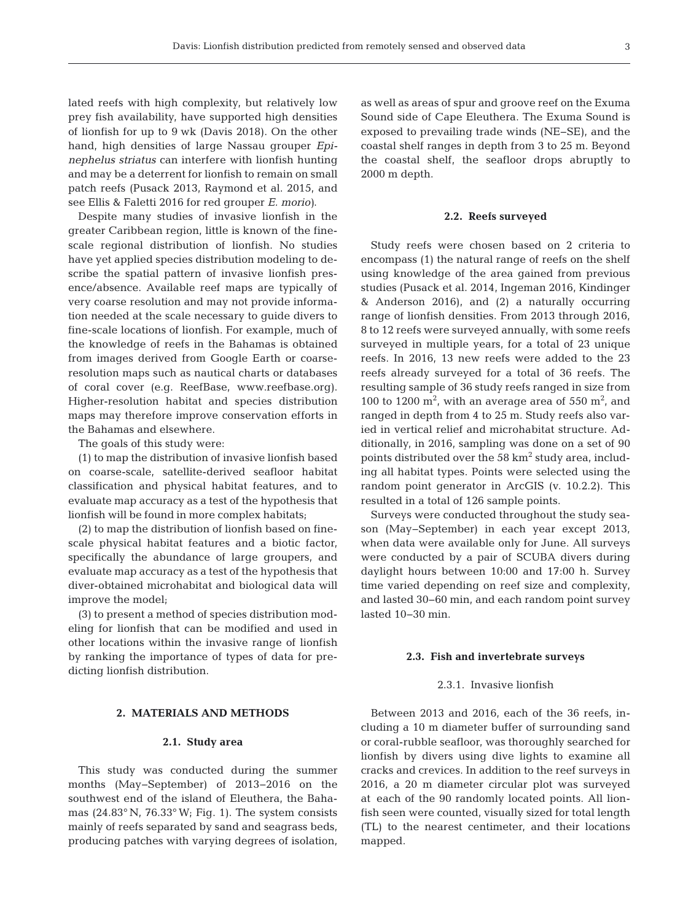lated reefs with high complexity, but relatively low prey fish availability, have supported high densities of lionfish for up to 9 wk (Davis 2018). On the other hand, high densities of large Nassau grouper *Epinephelus striatus* can interfere with lionfish hunting and may be a deterrent for lionfish to remain on small patch reefs (Pusack 2013, Raymond et al. 2015, and see Ellis & Faletti 2016 for red grouper *E. morio*).

Despite many studies of invasive lionfish in the greater Caribbean region, little is known of the fine-scale regional distribution of lionfish. No studies have yet applied species distribution modeling to describe the spatial pattern of invasive lionfish presence/absence. Available reef maps are typically of very coarse resolution and may not provide information needed at the scale necessary to guide divers to fine-scale locations of lionfish. For example, much of the knowledge of reefs in the Bahamas is obtained from images derived from Google Earth or coarse-resolution maps such as nautical charts or databases of coral cover (e.g. ReefBase, www.reefbase.org). Higher-resolution habitat and species distribution maps may therefore improve conservation efforts in the Bahamas and elsewhere.

The goals of this study were:

(1) to map the distribution of invasive lionfish based on coarse-scale, satellite-derived seafloor habitat classification and physical habitat features, and to evaluate map accuracy as a test of the hypothesis that lionfish will be found in more complex habitats;

(2) to map the distribution of lionfish based on fine-scale physical habitat features and a biotic factor, specifically the abundance of large groupers, and evaluate map accuracy as a test of the hypothesis that diver-obtained microhabitat and biological data will improve the model;

(3) to present a method of species distribution modeling for lionfish that can be modified and used in other locations within the invasive range of lionfish by ranking the importance of types of data for predicting lionfish distribution.

## 2. MATERIALS AND METHODS

### 2.1. Study area

This study was conducted during the summer months (May–September) of 2013–2016 on the southwest end of the island of Eleuthera, the Bahamas (24.83° N, 76.33° W; Fig. 1). The system consists mainly of reefs separated by sand and seagrass beds, producing patches with varying degrees of isolation, as well as areas of spur and groove reef on the Exuma Sound side of Cape Eleuthera. The Exuma Sound is exposed to prevailing trade winds (NE–SE), and the coastal shelf ranges in depth from 3 to 25 m. Beyond the coastal shelf, the seafloor drops abruptly to 2000 m depth.

### 2.2. Reefs surveyed

Study reefs were chosen based on 2 criteria to encompass (1) the natural range of reefs on the shelf using knowledge of the area gained from previous studies (Pusack et al. 2014, Ingeman 2016, Kindinger & Anderson 2016), and (2) a naturally occurring range of lionfish densities. From 2013 through 2016, 8 to 12 reefs were surveyed annually, with some reefs surveyed in multiple years, for a total of 23 unique reefs. In 2016, 13 new reefs were added to the 23 reefs already surveyed for a total of 36 reefs. The resulting sample of 36 study reefs ranged in size from 100 to 1200 $m^2$, with an average area of 550 $m^2$, and ranged in depth from 4 to 25 m. Study reefs also varied in vertical relief and microhabitat structure. Additionally, in 2016, sampling was done on a set of 90 points distributed over the 58 $km^2$ study area, including all habitat types. Points were selected using the random point generator in ArcGIS (v. 10.2.2). This resulted in a total of 126 sample points.

Surveys were conducted throughout the study season (May–September) in each year except 2013, when data were available only for June. All surveys were conducted by a pair of SCUBA divers during daylight hours between 10:00 and 17:00 h. Survey time varied depending on reef size and complexity, and lasted 30–60 min, and each random point survey lasted 10–30 min.

### 2.3. Fish and invertebrate surveys

#### 2.3.1. Invasive lionfish

Between 2013 and 2016, each of the 36 reefs, including a 10 m diameter buffer of surrounding sand or coral-rubble seafloor, was thoroughly searched for lionfish by divers using dive lights to examine all cracks and crevices. In addition to the reef surveys in 2016, a 20 m diameter circular plot was surveyed at each of the 90 randomly located points. All lionfish seen were counted, visually sized for total length (TL) to the nearest centimeter, and their locations mapped.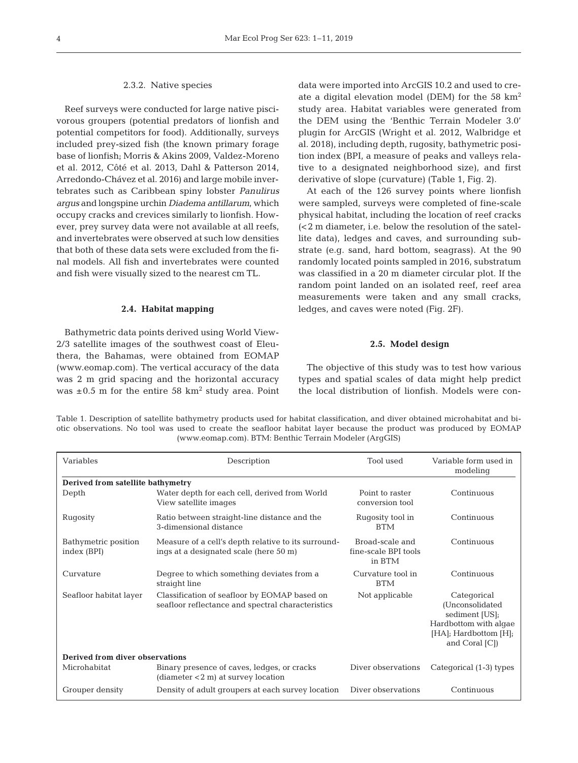#### 2.3.2. Native species

Reef surveys were conducted for large native piscivorous groupers (potential predators of lionfish and potential competitors for food). Additionally, surveys included prey-sized fish (the known primary forage base of lionfish; Morris & Akins 2009, Valdez-Moreno et al. 2012, Côté et al. 2013, Dahl & Patterson 2014, Arredondo-Chávez et al. 2016) and large mobile invertebrates such as Caribbean spiny lobster *Panulirus argus* and longspine urchin *Diadema antillarum*, which occupy cracks and crevices similarly to lionfish. However, prey survey data were not available at all reefs, and invertebrates were observed at such low densities that both of these data sets were excluded from the final models. All fish and invertebrates were counted and fish were visually sized to the nearest cm TL.

### 2.4. Habitat mapping

Bathymetric data points derived using World View-2/3 satellite images of the southwest coast of Eleuthera, the Bahamas, were obtained from EOMAP (www.eomap.com). The vertical accuracy of the data was 2 m grid spacing and the horizontal accuracy was ±0.5 m for the entire 58 $km^2$ study area. Point data were imported into ArcGIS 10.2 and used to create a digital elevation model (DEM) for the 58 $km^2$ study area. Habitat variables were generated from the DEM using the 'Benthic Terrain Modeler 3.0' plugin for ArcGIS (Wright et al. 2012, Walbridge et al. 2018), including depth, rugosity, bathymetric position index (BPI, a measure of peaks and valleys relative to a designated neighborhood size), and first derivative of slope (curvature) (Table 1, Fig. 2).

At each of the 126 survey points where lionfish were sampled, surveys were completed of fine-scale physical habitat, including the location of reef cracks (<2 m diameter, i.e. below the resolution of the satellite data), ledges and caves, and surrounding substrate (e.g. sand, hard bottom, seagrass). At the 90 randomly located points sampled in 2016, substratum was classified in a 20 m diameter circular plot. If the random point landed on an isolated reef, reef area measurements were taken and any small cracks, ledges, and caves were noted (Fig. 2F).

### 2.5. Model design

The objective of this study was to test how various types and spatial scales of data might help predict the local distribution of lionfish. Models were con-

Table 1. Description of satellite bathymetry products used for habitat classification, and diver obtained microhabitat and biotic observations. No tool was used to create the seafloor habitat layer because the product was produced by EOMAP (www.eomap.com). BTM: Benthic Terrain Modeler (ArgGIS)

| Variables | Description | Tool used | Variable form used in modeling |
|---|---|---|---|
| **Derived from satellite bathymetry** | | | |
| Depth | Water depth for each cell, derived from World View satellite images | Point to raster conversion tool | Continuous |
| Rugosity | Ratio between straight-line distance and the 3-dimensional distance | Rugosity tool in BTM | Continuous |
| Bathymetric position index (BPI) | Measure of a cell's depth relative to its surroundings at a designated scale (here 50 m) | Broad-scale and fine-scale BPI tools in BTM | Continuous |
| Curvature | Degree to which something deviates from a straight line | Curvature tool in BTM | Continuous |
| Seafloor habitat layer | Classification of seafloor by EOMAP based on seafloor reflectance and spectral characteristics | Not applicable | Categorical (Unconsolidated sediment [US]; Hardbottom with algae [HA]; Hardbottom [H]; and Coral [C]) |
| **Derived from diver observations** | | | |
| Microhabitat | Binary presence of caves, ledges, or cracks (diameter <2 m) at survey location | Diver observations | Categorical (1-3) types |
| Grouper density | Density of adult groupers at each survey location | Diver observations | Continuous |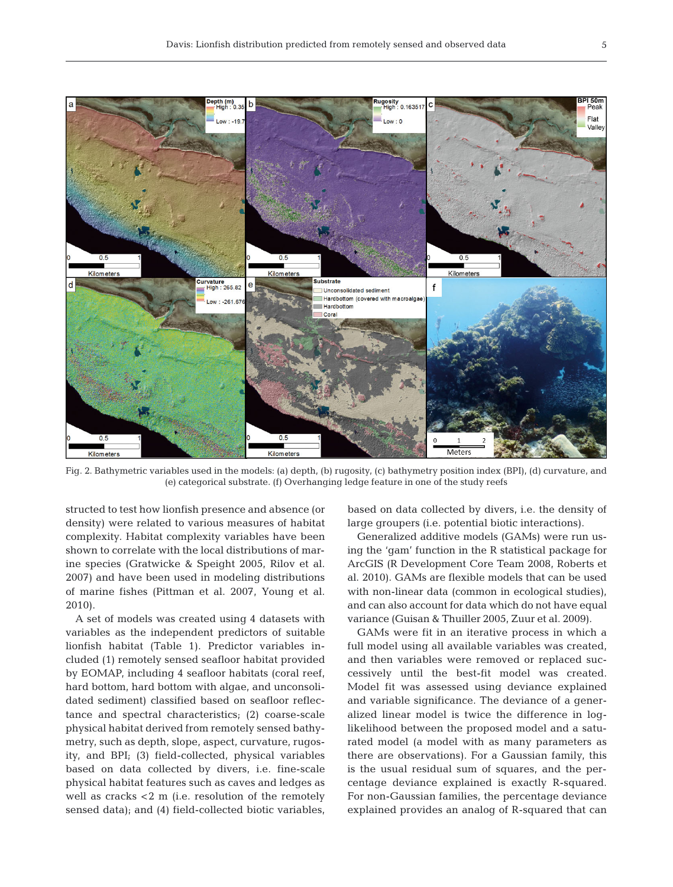Fig. 2. Bathymetric variables used in the models: (a) depth, (b) rugosity, (c) bathymetry position index (BPI), (d) curvature, and (e) categorical substrate. (f) Overhanging ledge feature in one of the study reefs

structed to test how lionfish presence and absence (or density) were related to various measures of habitat complexity. Habitat complexity variables have been shown to correlate with the local distributions of marine species (Gratwicke & Speight 2005, Rilov et al. 2007) and have been used in modeling distributions of marine fishes (Pittman et al. 2007, Young et al. 2010).

A set of models was created using 4 datasets with variables as the independent predictors of suitable lionfish habitat (Table 1). Predictor variables included (1) remotely sensed seafloor habitat provided by EOMAP, including 4 seafloor habitats (coral reef, hard bottom, hard bottom with algae, and unconsolidated sediment) classified based on seafloor reflectance and spectral characteristics; (2) coarse-scale physical habitat derived from remotely sensed bathymetry, such as depth, slope, aspect, curvature, rugosity, and BPI; (3) field-collected, physical variables based on data collected by divers, i.e. fine-scale physical habitat features such as caves and ledges as well as cracks <2 m (i.e. resolution of the remotely sensed data); and (4) field-collected biotic variables, based on data collected by divers, i.e. the density of large groupers (i.e. potential biotic interactions).

Generalized additive models (GAMs) were run using the 'gam' function in the R statistical package for ArcGIS (R Development Core Team 2008, Roberts et al. 2010). GAMs are flexible models that can be used with non-linear data (common in ecological studies), and can also account for data which do not have equal variance (Guisan & Thuiller 2005, Zuur et al. 2009).

GAMs were fit in an iterative process in which a full model using all available variables was created, and then variables were removed or replaced successively until the best-fit model was created. Model fit was assessed using deviance explained and variable significance. The deviance of a generalized linear model is twice the difference in log-likelihood between the proposed model and a saturated model (a model with as many parameters as there are observations). For a Gaussian family, this is the usual residual sum of squares, and the percentage deviance explained is exactly R-squared. For non-Gaussian families, the percentage deviance explained provides an analog of R-squared that can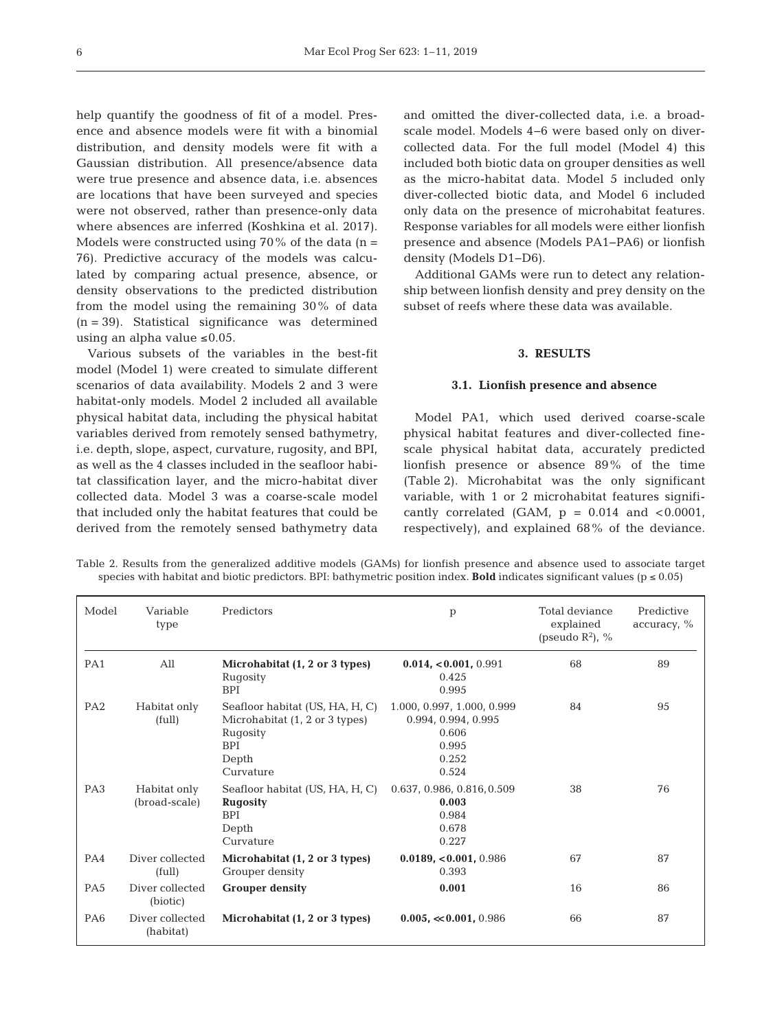help quantify the goodness of fit of a model. Presence and absence models were fit with a binomial distribution, and density models were fit with a Gaussian distribution. All presence/absence data were true presence and absence data, i.e. absences are locations that have been surveyed and species were not observed, rather than presence-only data where absences are inferred (Koshkina et al. 2017). Models were constructed using 70% of the data (n = 76). Predictive accuracy of the models was calculated by comparing actual presence, absence, or density observations to the predicted distribution from the model using the remaining 30% of data (n = 39). Statistical significance was determined using an alpha value ≤0.05.

Various subsets of the variables in the best-fit model (Model 1) were created to simulate different scenarios of data availability. Models 2 and 3 were habitat-only models. Model 2 included all available physical habitat data, including the physical habitat variables derived from remotely sensed bathymetry, i.e. depth, slope, aspect, curvature, rugosity, and BPI, as well as the 4 classes included in the seafloor habitat classification layer, and the micro-habitat diver collected data. Model 3 was a coarse-scale model that included only the habitat features that could be derived from the remotely sensed bathymetry data and omitted the diver-collected data, i.e. a broad-scale model. Models 4–6 were based only on diver-collected data. For the full model (Model 4) this included both biotic data on grouper densities as well as the micro-habitat data. Model 5 included only diver-collected biotic data, and Model 6 included only data on the presence of microhabitat features. Response variables for all models were either lionfish presence and absence (Models PA1–PA6) or lionfish density (Models D1–D6).

Additional GAMs were run to detect any relationship between lionfish density and prey density on the subset of reefs where these data was available.

## 3. RESULTS

### 3.1. Lionfish presence and absence

Model PA1, which used derived coarse-scale physical habitat features and diver-collected fine-scale physical habitat data, accurately predicted lionfish presence or absence 89% of the time (Table 2). Microhabitat was the only significant variable, with 1 or 2 microhabitat features significantly correlated (GAM, p = 0.014 and <0.0001, respectively), and explained 68% of the deviance.

Table 2. Results from the generalized additive models (GAMs) for lionfish presence and absence used to associate target species with habitat and biotic predictors. BPI: bathymetric position index. **Bold** indicates significant values (p ≤ 0.05)

| Model | Variable type | Predictors | p | Total deviance explained (pseudo $R^2$), % | Predictive accuracy, % |
|---|---|---|---|---|---|
| PA1 | All | **Microhabitat (1, 2 or 3 types)** | **0.014, <0.001,** 0.991 | 68 | 89 |
| | | Rugosity | 0.425 | | |
| | | BPI | 0.995 | | |
| PA2 | Habitat only (full) | Seafloor habitat (US, HA, H, C) | 1.000, 0.997, 1.000, 0.999 | 84 | 95 |
| | | Microhabitat (1, 2 or 3 types) | 0.994, 0.994, 0.995 | | |
| | | Rugosity | 0.606 | | |
| | | BPI | 0.995 | | |
| | | Depth | 0.252 | | |
| | | Curvature | 0.524 | | |
| PA3 | Habitat only (broad-scale) | Seafloor habitat (US, HA, H, C) | 0.637, 0.986, 0.816, 0.509 | 38 | 76 |
| | | **Rugosity** | **0.003** | | |
| | | BPI | 0.984 | | |
| | | Depth | 0.678 | | |
| | | Curvature | 0.227 | | |
| PA4 | Diver collected (full) | **Microhabitat (1, 2 or 3 types)** | **0.0189, <0.001,** 0.986 | 67 | 87 |
| | | Grouper density | 0.393 | | |
| PA5 | Diver collected (biotic) | **Grouper density** | **0.001** | 16 | 86 |
| PA6 | Diver collected (habitat) | **Microhabitat (1, 2 or 3 types)** | **0.005, ≪0.001,** 0.986 | 66 | 87 |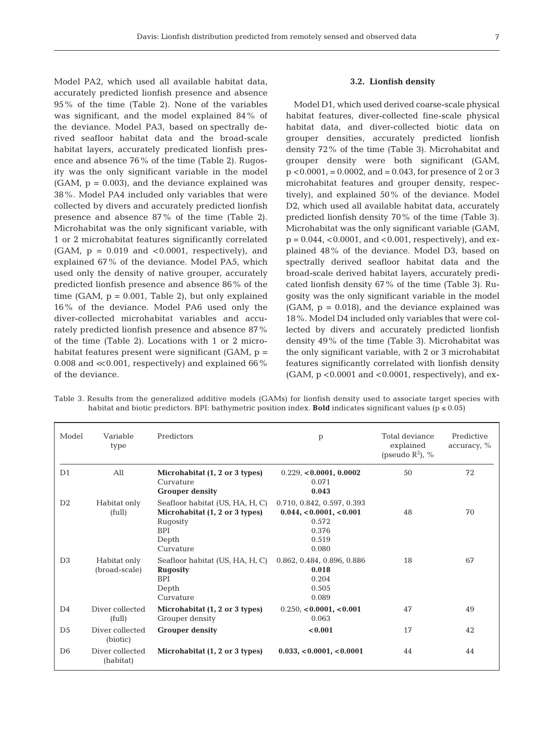Model PA2, which used all available habitat data, accurately predicted lionfish presence and absence 95% of the time (Table 2). None of the variables was significant, and the model explained 84% of the deviance. Model PA3, based on spectrally derived seafloor habitat data and the broad-scale habitat layers, accurately predicated lionfish presence and absence 76% of the time (Table 2). Rugosity was the only significant variable in the model (GAM, $p = 0.003$), and the deviance explained was 38%. Model PA4 included only variables that were collected by divers and accurately predicted lionfish presence and absence 87% of the time (Table 2). Microhabitat was the only significant variable, with 1 or 2 microhabitat features significantly correlated (GAM, $p = 0.019$ and $<0.0001$, respectively), and explained 67% of the deviance. Model PA5, which used only the density of native grouper, accurately predicted lionfish presence and absence 86% of the time (GAM, $p = 0.001$, Table 2), but only explained 16% of the deviance. Model PA6 used only the diver-collected microhabitat variables and accurately predicted lionfish presence and absence 87% of the time (Table 2). Locations with 1 or 2 microhabitat features present were significant (GAM, $p = 0.008$ and $\ll 0.001$, respectively) and explained 66% of the deviance.

### 3.2. Lionfish density

Model D1, which used derived coarse-scale physical habitat features, diver-collected fine-scale physical habitat data, and diver-collected biotic data on grouper densities, accurately predicted lionfish density 72% of the time (Table 3). Microhabitat and grouper density were both significant (GAM, $p < 0.0001$, $= 0.0002$, and $= 0.043$, for presence of 2 or 3 microhabitat features and grouper density, respectively), and explained 50% of the deviance. Model D2, which used all available habitat data, accurately predicted lionfish density 70% of the time (Table 3). Microhabitat was the only significant variable (GAM, $p = 0.044$, $<0.0001$, and $<0.001$, respectively), and explained 48% of the deviance. Model D3, based on spectrally derived seafloor habitat data and the broad-scale derived habitat layers, accurately predicated lionfish density 67% of the time (Table 3). Rugosity was the only significant variable in the model (GAM, $p = 0.018$), and the deviance explained was 18%. Model D4 included only variables that were collected by divers and accurately predicted lionfish density 49% of the time (Table 3). Microhabitat was the only significant variable, with 2 or 3 microhabitat features significantly correlated with lionfish density (GAM, $p < 0.0001$ and $<0.0001$, respectively), and ex-

Table 3. Results from the generalized additive models (GAMs) for lionfish density used to associate target species with habitat and biotic predictors. BPI: bathymetric position index. **Bold** indicates significant values ($p \leq 0.05$)

| Model | Variable type | Predictors | p | Total deviance explained (pseudo $R^2$), % | Predictive accuracy, % |
|---|---|---|---|---|---|
| D1 | All | **Microhabitat (1, 2 or 3 types)** | 0.229, **<0.0001, 0.0002** | 50 | 72 |
| | | Curvature | 0.071 | | |
| | | **Grouper density** | **0.043** | | |
| D2 | Habitat only (full) | Seafloor habitat (US, HA, H, C) | 0.710, 0.842, 0.597, 0.393 | 48 | 70 |
| | | **Microhabitat (1, 2 or 3 types)** | **0.044, <0.0001, <0.001** | | |
| | | Rugosity | 0.572 | | |
| | | BPI | 0.376 | | |
| | | Depth | 0.519 | | |
| | | Curvature | 0.080 | | |
| D3 | Habitat only (broad-scale) | Seafloor habitat (US, HA, H, C) | 0.862, 0.484, 0.896, 0.886 | 18 | 67 |
| | | **Rugosity** | **0.018** | | |
| | | BPI | 0.204 | | |
| | | Depth | 0.505 | | |
| | | Curvature | 0.089 | | |
| D4 | Diver collected (full) | **Microhabitat (1, 2 or 3 types)** | 0.250, **<0.0001, <0.001** | 47 | 49 |
| | | Grouper density | 0.063 | | |
| D5 | Diver collected (biotic) | **Grouper density** | **<0.001** | 17 | 42 |
| D6 | Diver collected (habitat) | **Microhabitat (1, 2 or 3 types)** | **0.033, <0.0001, <0.0001** | 44 | 44 |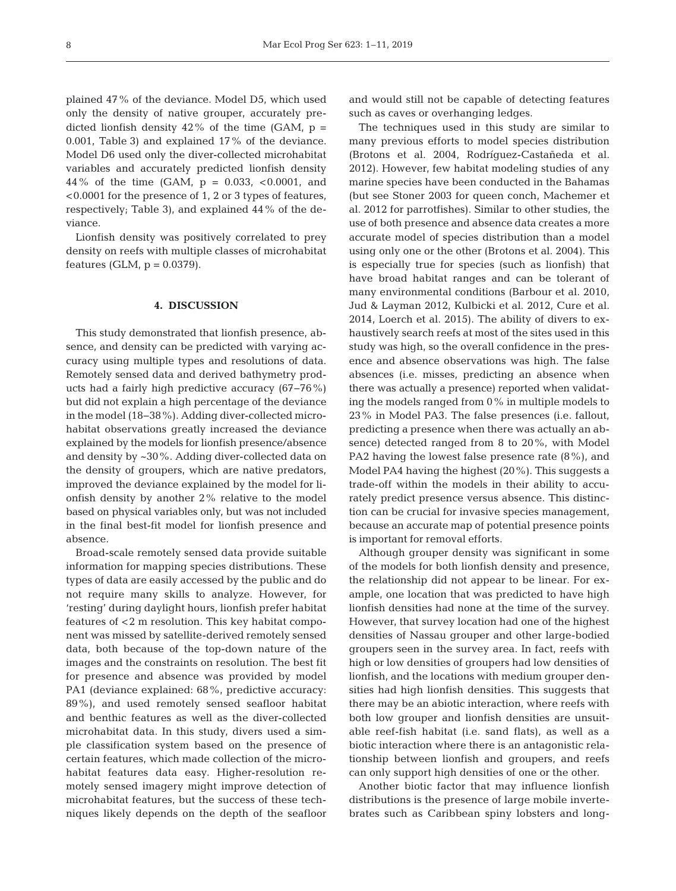plained 47% of the deviance. Model D5, which used only the density of native grouper, accurately predicted lionfish density 42% of the time (GAM, $p = 0.001$, Table 3) and explained 17% of the deviance. Model D6 used only the diver-collected microhabitat variables and accurately predicted lionfish density 44% of the time (GAM, $p = 0.033$, $<0.0001$, and $<0.0001$ for the presence of 1, 2 or 3 types of features, respectively; Table 3), and explained 44% of the deviance.

Lionfish density was positively correlated to prey density on reefs with multiple classes of microhabitat features (GLM, $p = 0.0379$).

## 4. DISCUSSION

This study demonstrated that lionfish presence, absence, and density can be predicted with varying accuracy using multiple types and resolutions of data. Remotely sensed data and derived bathymetry products had a fairly high predictive accuracy (67–76%) but did not explain a high percentage of the deviance in the model (18–38%). Adding diver-collected microhabitat observations greatly increased the deviance explained by the models for lionfish presence/absence and density by ~30%. Adding diver-collected data on the density of groupers, which are native predators, improved the deviance explained by the model for lionfish density by another 2% relative to the model based on physical variables only, but was not included in the final best-fit model for lionfish presence and absence.

Broad-scale remotely sensed data provide suitable information for mapping species distributions. These types of data are easily accessed by the public and do not require many skills to analyze. However, for 'resting' during daylight hours, lionfish prefer habitat features of <2 m resolution. This key habitat component was missed by satellite-derived remotely sensed data, both because of the top-down nature of the images and the constraints on resolution. The best fit for presence and absence was provided by model PA1 (deviance explained: 68%, predictive accuracy: 89%), and used remotely sensed seafloor habitat and benthic features as well as the diver-collected microhabitat data. In this study, divers used a simple classification system based on the presence of certain features, which made collection of the microhabitat features data easy. Higher-resolution remotely sensed imagery might improve detection of microhabitat features, but the success of these techniques likely depends on the depth of the seafloor and would still not be capable of detecting features such as caves or overhanging ledges.

The techniques used in this study are similar to many previous efforts to model species distribution (Brotons et al. 2004, Rodríguez-Castañeda et al. 2012). However, few habitat modeling studies of any marine species have been conducted in the Bahamas (but see Stoner 2003 for queen conch, Machemer et al. 2012 for parrotfishes). Similar to other studies, the use of both presence and absence data creates a more accurate model of species distribution than a model using only one or the other (Brotons et al. 2004). This is especially true for species (such as lionfish) that have broad habitat ranges and can be tolerant of many environmental conditions (Barbour et al. 2010, Jud & Layman 2012, Kulbicki et al. 2012, Cure et al. 2014, Loerch et al. 2015). The ability of divers to exhaustively search reefs at most of the sites used in this study was high, so the overall confidence in the presence and absence observations was high. The false absences (i.e. misses, predicting an absence when there was actually a presence) reported when validating the models ranged from 0% in multiple models to 23% in Model PA3. The false presences (i.e. fallout, predicting a presence when there was actually an absence) detected ranged from 8 to 20%, with Model PA2 having the lowest false presence rate (8%), and Model PA4 having the highest (20%). This suggests a trade-off within the models in their ability to accurately predict presence versus absence. This distinction can be crucial for invasive species management, because an accurate map of potential presence points is important for removal efforts.

Although grouper density was significant in some of the models for both lionfish density and presence, the relationship did not appear to be linear. For example, one location that was predicted to have high lionfish densities had none at the time of the survey. However, that survey location had one of the highest densities of Nassau grouper and other large-bodied groupers seen in the survey area. In fact, reefs with high or low densities of groupers had low densities of lionfish, and the locations with medium grouper densities had high lionfish densities. This suggests that there may be an abiotic interaction, where reefs with both low grouper and lionfish densities are unsuitable reef-fish habitat (i.e. sand flats), as well as a biotic interaction where there is an antagonistic relationship between lionfish and groupers, and reefs can only support high densities of one or the other.

Another biotic factor that may influence lionfish distributions is the presence of large mobile invertebrates such as Caribbean spiny lobsters and long-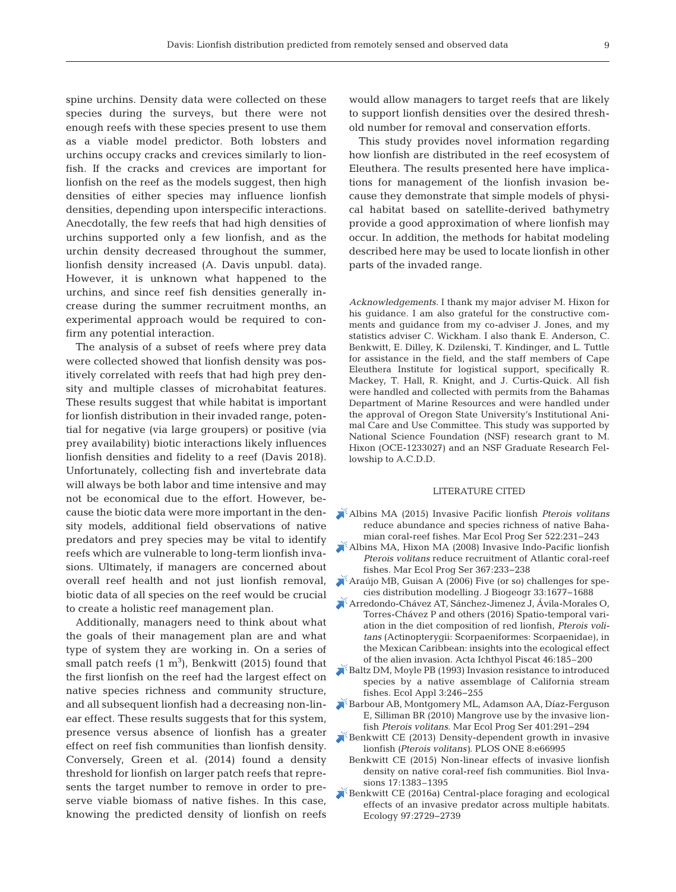spine urchins. Density data were collected on these species during the surveys, but there were not enough reefs with these species present to use them as a viable model predictor. Both lobsters and urchins occupy cracks and crevices similarly to lionfish. If the cracks and crevices are important for lionfish on the reef as the models suggest, then high densities of either species may influence lionfish densities, depending upon interspecific interactions. Anecdotally, the few reefs that had high densities of urchins supported only a few lionfish, and as the urchin density decreased throughout the summer, lionfish density increased (A. Davis unpubl. data). However, it is unknown what happened to the urchins, and since reef fish densities generally increase during the summer recruitment months, an experimental approach would be required to confirm any potential interaction.

The analysis of a subset of reefs where prey data were collected showed that lionfish density was positively correlated with reefs that had high prey density and multiple classes of microhabitat features. These results suggest that while habitat is important for lionfish distribution in their invaded range, potential for negative (via large groupers) or positive (via prey availability) biotic interactions likely influences lionfish densities and fidelity to a reef (Davis 2018). Unfortunately, collecting fish and invertebrate data will always be both labor and time intensive and may not be economical due to the effort. However, because the biotic data were more important in the density models, additional field observations of native predators and prey species may be vital to identify reefs which are vulnerable to long-term lionfish invasions. Ultimately, if managers are concerned about overall reef health and not just lionfish removal, biotic data of all species on the reef would be crucial to create a holistic reef management plan.

Additionally, managers need to think about what the goals of their management plan are and what type of system they are working in. On a series of small patch reefs (1 $m^3$), Benkwitt (2015) found that the first lionfish on the reef had the largest effect on native species richness and community structure, and all subsequent lionfish had a decreasing non-linear effect. These results suggests that for this system, presence versus absence of lionfish has a greater effect on reef fish communities than lionfish density. Conversely, Green et al. (2014) found a density threshold for lionfish on larger patch reefs that represents the target number to remove in order to preserve viable biomass of native fishes. In this case, knowing the predicted density of lionfish on reefs would allow managers to target reefs that are likely to support lionfish densities over the desired threshold number for removal and conservation efforts.

This study provides novel information regarding how lionfish are distributed in the reef ecosystem of Eleuthera. The results presented here have implications for management of the lionfish invasion because they demonstrate that simple models of physical habitat based on satellite-derived bathymetry provide a good approximation of where lionfish may occur. In addition, the methods for habitat modeling described here may be used to locate lionfish in other parts of the invaded range.

*Acknowledgements.* I thank my major adviser M. Hixon for his guidance. I am also grateful for the constructive comments and guidance from my co-adviser J. Jones, and my statistics adviser C. Wickham. I also thank E. Anderson, C. Benkwitt, E. Dilley, K. Dzilenski, T. Kindinger, and L. Tuttle for assistance in the field, and the staff members of Cape Eleuthera Institute for logistical support, specifically R. Mackey, T. Hall, R. Knight, and J. Curtis-Quick. All fish were handled and collected with permits from the Bahamas Department of Marine Resources and were handled under the approval of Oregon State University's Institutional Animal Care and Use Committee. This study was supported by National Science Foundation (NSF) research grant to M. Hixon (OCE-1233027) and an NSF Graduate Research Fellowship to A.C.D.D.

## LITERATURE CITED

- Albins MA (2015) Invasive Pacific lionfish *Pterois volitans* reduce abundance and species richness of native Bahamian coral-reef fishes. Mar Ecol Prog Ser 522:231−243
- Albins MA, Hixon MA (2008) Invasive Indo-Pacific lionfish *Pterois volitans* reduce recruitment of Atlantic coral-reef fishes. Mar Ecol Prog Ser 367:233−238
- Araújo MB, Guisan A (2006) Five (or so) challenges for species distribution modelling. J Biogeogr 33:1677−1688
- Arredondo-Chávez AT, Sánchez-Jimenez J, Ávila-Morales O, Torres-Chávez P and others (2016) Spatio-temporal variation in the diet composition of red lionfish, *Pterois volitans* (Actinopterygii: Scorpaeniformes: Scorpaenidae), in the Mexican Caribbean: insights into the ecological effect of the alien invasion. Acta Ichthyol Piscat 46:185−200
- Baltz DM, Moyle PB (1993) Invasion resistance to introduced species by a native assemblage of California stream fishes. Ecol Appl 3:246−255
- Barbour AB, Montgomery ML, Adamson AA, Díaz-Ferguson E, Silliman BR (2010) Mangrove use by the invasive lionfish *Pterois volitans*. Mar Ecol Prog Ser 401:291−294
- Benkwitt CE (2013) Density-dependent growth in invasive lionfish (*Pterois volitans*). PLOS ONE 8:e66995
- Benkwitt CE (2015) Non-linear effects of invasive lionfish density on native coral-reef fish communities. Biol Invasions 17:1383−1395
- Benkwitt CE (2016a) Central-place foraging and ecological effects of an invasive predator across multiple habitats. Ecology 97:2729−2739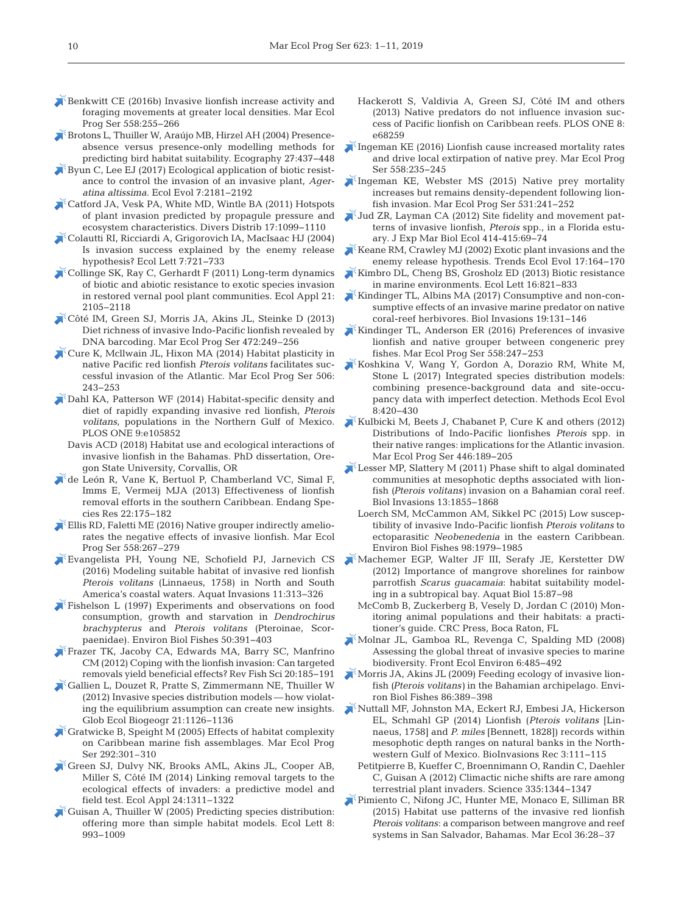Benkwitt CE (2016b) Invasive lionfish increase activity and foraging movements at greater local densities. Mar Ecol Prog Ser 558:255–266

Brotons L, Thuiller W, Araújo MB, Hirzel AH (2004) Presence-absence versus presence-only modelling methods for predicting bird habitat suitability. Ecography 27:437–448

Byun C, Lee EJ (2017) Ecological application of biotic resistance to control the invasion of an invasive plant, *Ageratina altissima*. Ecol Evol 7:2181–2192

Catford JA, Vesk PA, White MD, Wintle BA (2011) Hotspots of plant invasion predicted by propagule pressure and ecosystem characteristics. Divers Distrib 17:1099–1110

Colautti RI, Ricciardi A, Grigorovich IA, MacIsaac HJ (2004) Is invasion success explained by the enemy release hypothesis? Ecol Lett 7:721–733

Collinge SK, Ray C, Gerhardt F (2011) Long-term dynamics of biotic and abiotic resistance to exotic species invasion in restored vernal pool plant communities. Ecol Appl 21: 2105–2118

Côté IM, Green SJ, Morris JA, Akins JL, Steinke D (2013) Diet richness of invasive Indo-Pacific lionfish revealed by DNA barcoding. Mar Ecol Prog Ser 472:249–256

Cure K, McIlwain JL, Hixon MA (2014) Habitat plasticity in native Pacific red lionfish *Pterois volitans* facilitates successful invasion of the Atlantic. Mar Ecol Prog Ser 506: 243–253

Dahl KA, Patterson WF (2014) Habitat-specific density and diet of rapidly expanding invasive red lionfish, *Pterois volitans*, populations in the Northern Gulf of Mexico. PLOS ONE 9:e105852

Davis ACD (2018) Habitat use and ecological interactions of invasive lionfish in the Bahamas. PhD dissertation, Oregon State University, Corvallis, OR

de León R, Vane K, Bertuol P, Chamberland VC, Simal F, Imms E, Vermeij MJA (2013) Effectiveness of lionfish removal efforts in the southern Caribbean. Endang Species Res 22:175–182

Ellis RD, Faletti ME (2016) Native grouper indirectly ameliorates the negative effects of invasive lionfish. Mar Ecol Prog Ser 558:267–279

Evangelista PH, Young NE, Schofield PJ, Jarnevich CS (2016) Modeling suitable habitat of invasive red lionfish *Pterois volitans* (Linnaeus, 1758) in North and South America's coastal waters. Aquat Invasions 11:313–326

Fishelson L (1997) Experiments and observations on food consumption, growth and starvation in *Dendrochirus brachypterus* and *Pterois volitans* (Pteroinae, Scorpaenidae). Environ Biol Fishes 50:391–403

Frazer TK, Jacoby CA, Edwards MA, Barry SC, Manfrino CM (2012) Coping with the lionfish invasion: Can targeted removals yield beneficial effects? Rev Fish Sci 20:185–191

Gallien L, Douzet R, Pratte S, Zimmermann NE, Thuiller W (2012) Invasive species distribution models — how violating the equilibrium assumption can create new insights. Glob Ecol Biogeogr 21:1126–1136

Gratwicke B, Speight M (2005) Effects of habitat complexity on Caribbean marine fish assemblages. Mar Ecol Prog Ser 292:301–310

Green SJ, Dulvy NK, Brooks AML, Akins JL, Cooper AB, Miller S, Côté IM (2014) Linking removal targets to the ecological effects of invaders: a predictive model and field test. Ecol Appl 24:1311–1322

Guisan A, Thuiller W (2005) Predicting species distribution: offering more than simple habitat models. Ecol Lett 8: 993–1009

Hackerott S, Valdivia A, Green SJ, Côté IM and others (2013) Native predators do not influence invasion success of Pacific lionfish on Caribbean reefs. PLOS ONE 8: e68259

Ingeman KE (2016) Lionfish cause increased mortality rates and drive local extirpation of native prey. Mar Ecol Prog Ser 558:235–245

Ingeman KE, Webster MS (2015) Native prey mortality increases but remains density-dependent following lionfish invasion. Mar Ecol Prog Ser 531:241–252

Jud ZR, Layman CA (2012) Site fidelity and movement patterns of invasive lionfish, *Pterois* spp., in a Florida estuary. J Exp Mar Biol Ecol 414-415:69–74

Keane RM, Crawley MJ (2002) Exotic plant invasions and the enemy release hypothesis. Trends Ecol Evol 17:164–170

Kimbro DL, Cheng BS, Grosholz ED (2013) Biotic resistance in marine environments. Ecol Lett 16:821–833

Kindinger TL, Albins MA (2017) Consumptive and non-consumptive effects of an invasive marine predator on native coral-reef herbivores. Biol Invasions 19:131–146

Kindinger TL, Anderson ER (2016) Preferences of invasive lionfish and native grouper between congeneric prey fishes. Mar Ecol Prog Ser 558:247–253

Koshkina V, Wang Y, Gordon A, Dorazio RM, White M, Stone L (2017) Integrated species distribution models: combining presence-background data and site-occupancy data with imperfect detection. Methods Ecol Evol 8:420–430

Kulbicki M, Beets J, Chabanet P, Cure K and others (2012) Distributions of Indo-Pacific lionfishes *Pterois* spp. in their native ranges: implications for the Atlantic invasion. Mar Ecol Prog Ser 446:189–205

Lesser MP, Slattery M (2011) Phase shift to algal dominated communities at mesophotic depths associated with lionfish (*Pterois volitans*) invasion on a Bahamian coral reef. Biol Invasions 13:1855–1868

Loerch SM, McCammon AM, Sikkel PC (2015) Low susceptibility of invasive Indo-Pacific lionfish *Pterois volitans* to ectoparasitic *Neobenedenia* in the eastern Caribbean. Environ Biol Fishes 98:1979–1985

Machemer EGP, Walter JF III, Serafy JE, Kerstetter DW (2012) Importance of mangrove shorelines for rainbow parrotfish *Scarus guacamaia*: habitat suitability modeling in a subtropical bay. Aquat Biol 15:87–98

McComb B, Zuckerberg B, Vesely D, Jordan C (2010) Monitoring animal populations and their habitats: a practitioner's guide. CRC Press, Boca Raton, FL

Molnar JL, Gamboa RL, Revenga C, Spalding MD (2008) Assessing the global threat of invasive species to marine biodiversity. Front Ecol Environ 6:485–492

Morris JA, Akins JL (2009) Feeding ecology of invasive lionfish (*Pterois volitans*) in the Bahamian archipelago. Environ Biol Fishes 86:389–398

Nuttall MF, Johnston MA, Eckert RJ, Embesi JA, Hickerson EL, Schmahl GP (2014) Lionfish (*Pterois volitans* [Linnaeus, 1758] and *P. miles* [Bennett, 1828]) records within mesophotic depth ranges on natural banks in the Northwestern Gulf of Mexico. BioInvasions Rec 3:111–115

Petitpierre B, Kueffer C, Broennimann O, Randin C, Daehler C, Guisan A (2012) Climactic niche shifts are rare among terrestrial plant invaders. Science 335:1344–1347

Pimiento C, Nifong JC, Hunter ME, Monaco E, Silliman BR (2015) Habitat use patterns of the invasive red lionfish *Pterois volitans*: a comparison between mangrove and reef systems in San Salvador, Bahamas. Mar Ecol 36:28–37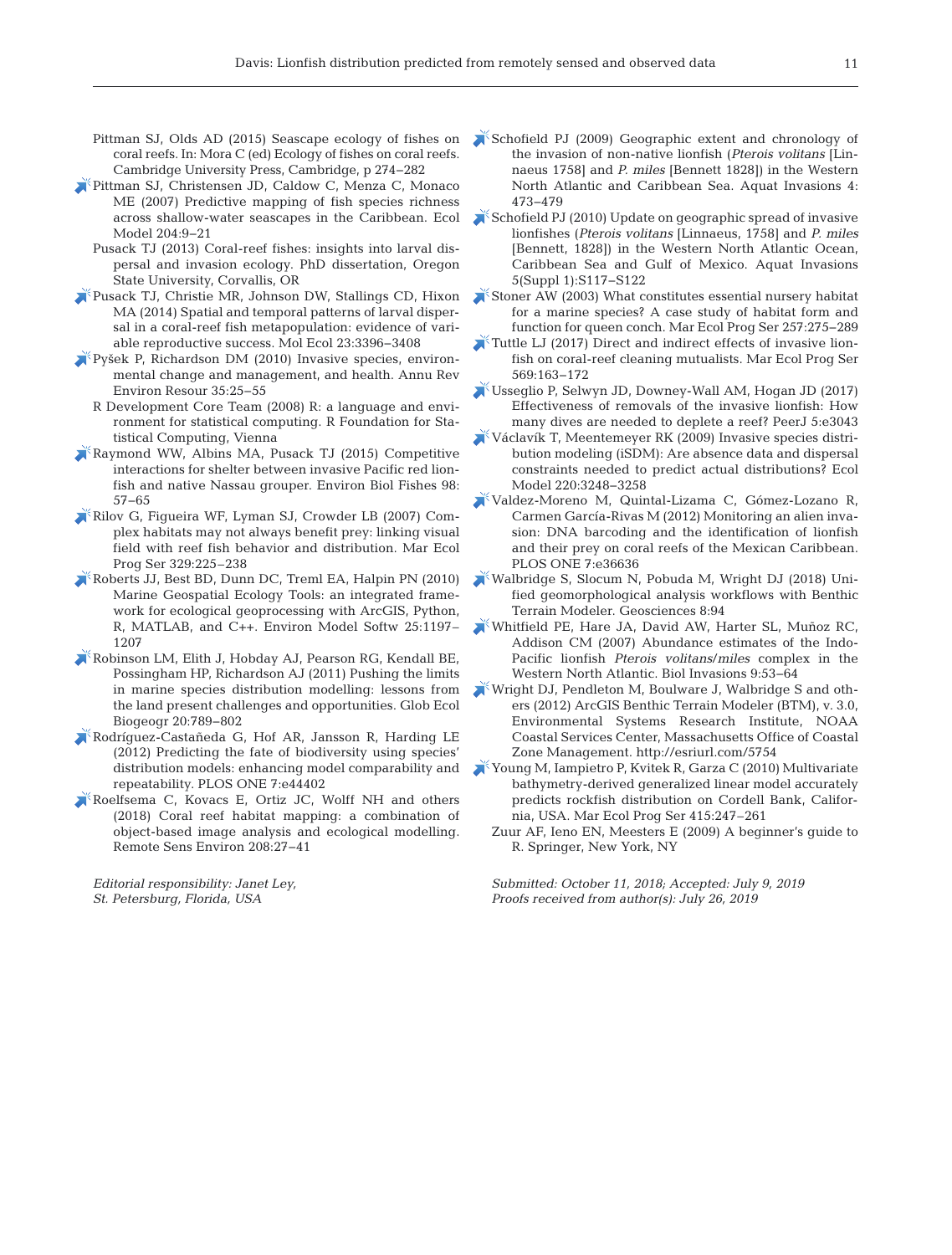Pittman SJ, Olds AD (2015) Seascape ecology of fishes on coral reefs. In: Mora C (ed) Ecology of fishes on coral reefs. Cambridge University Press, Cambridge, p 274–282

Pittman SJ, Christensen JD, Caldow C, Menza C, Monaco ME (2007) Predictive mapping of fish species richness across shallow-water seascapes in the Caribbean. Ecol Model 204:9–21

Pusack TJ (2013) Coral-reef fishes: insights into larval dispersal and invasion ecology. PhD dissertation, Oregon State University, Corvallis, OR

Pusack TJ, Christie MR, Johnson DW, Stallings CD, Hixon MA (2014) Spatial and temporal patterns of larval dispersal in a coral-reef fish metapopulation: evidence of variable reproductive success. Mol Ecol 23:3396–3408

Pyšek P, Richardson DM (2010) Invasive species, environmental change and management, and health. Annu Rev Environ Resour 35:25–55

R Development Core Team (2008) R: a language and environment for statistical computing. R Foundation for Statistical Computing, Vienna

Raymond WW, Albins MA, Pusack TJ (2015) Competitive interactions for shelter between invasive Pacific red lionfish and native Nassau grouper. Environ Biol Fishes 98: 57–65

Rilov G, Figueira WF, Lyman SJ, Crowder LB (2007) Complex habitats may not always benefit prey: linking visual field with reef fish behavior and distribution. Mar Ecol Prog Ser 329:225–238

Roberts JJ, Best BD, Dunn DC, Treml EA, Halpin PN (2010) Marine Geospatial Ecology Tools: an integrated framework for ecological geoprocessing with ArcGIS, Python, R, MATLAB, and C++. Environ Model Softw 25:1197–1207

Robinson LM, Elith J, Hobday AJ, Pearson RG, Kendall BE, Possingham HP, Richardson AJ (2011) Pushing the limits in marine species distribution modelling: lessons from the land present challenges and opportunities. Glob Ecol Biogeogr 20:789–802

Rodríguez-Castañeda G, Hof AR, Jansson R, Harding LE (2012) Predicting the fate of biodiversity using species' distribution models: enhancing model comparability and repeatability. PLOS ONE 7:e44402

Roelfsema C, Kovacs E, Ortiz JC, Wolff NH and others (2018) Coral reef habitat mapping: a combination of object-based image analysis and ecological modelling. Remote Sens Environ 208:27–41

Schofield PJ (2009) Geographic extent and chronology of the invasion of non-native lionfish (*Pterois volitans* [Linnaeus 1758] and *P. miles* [Bennett 1828]) in the Western North Atlantic and Caribbean Sea. Aquat Invasions 4: 473–479

Schofield PJ (2010) Update on geographic spread of invasive lionfishes (*Pterois volitans* [Linnaeus, 1758] and *P. miles* [Bennett, 1828]) in the Western North Atlantic Ocean, Caribbean Sea and Gulf of Mexico. Aquat Invasions 5(Suppl 1):S117–S122

Stoner AW (2003) What constitutes essential nursery habitat for a marine species? A case study of habitat form and function for queen conch. Mar Ecol Prog Ser 257:275–289

Tuttle LJ (2017) Direct and indirect effects of invasive lionfish on coral-reef cleaning mutualists. Mar Ecol Prog Ser 569:163–172

Usseglio P, Selwyn JD, Downey-Wall AM, Hogan JD (2017) Effectiveness of removals of the invasive lionfish: How many dives are needed to deplete a reef? PeerJ 5:e3043

Václavík T, Meentemeyer RK (2009) Invasive species distribution modeling (iSDM): Are absence data and dispersal constraints needed to predict actual distributions? Ecol Model 220:3248–3258

Valdez-Moreno M, Quintal-Lizama C, Gómez-Lozano R, Carmen García-Rivas M (2012) Monitoring an alien invasion: DNA barcoding and the identification of lionfish and their prey on coral reefs of the Mexican Caribbean. PLOS ONE 7:e36636

Walbridge S, Slocum N, Pobuda M, Wright DJ (2018) Unified geomorphological analysis workflows with Benthic Terrain Modeler. Geosciences 8:94

Whitfield PE, Hare JA, David AW, Harter SL, Muñoz RC, Addison CM (2007) Abundance estimates of the Indo-Pacific lionfish *Pterois volitans/miles* complex in the Western North Atlantic. Biol Invasions 9:53–64

Wright DJ, Pendleton M, Boulware J, Walbridge S and others (2012) ArcGIS Benthic Terrain Modeler (BTM), v. 3.0, Environmental Systems Research Institute, NOAA Coastal Services Center, Massachusetts Office of Coastal Zone Management. http://esriurl.com/5754

Young M, Iampietro P, Kvitek R, Garza C (2010) Multivariate bathymetry-derived generalized linear model accurately predicts rockfish distribution on Cordell Bank, California, USA. Mar Ecol Prog Ser 415:247–261

Zuur AF, Ieno EN, Meesters E (2009) A beginner's guide to R. Springer, New York, NY

*Editorial responsibility: Janet Ley, St. Petersburg, Florida, USA*

*Submitted: October 11, 2018; Accepted: July 9, 2019*
*Proofs received from author(s): July 26, 2019*